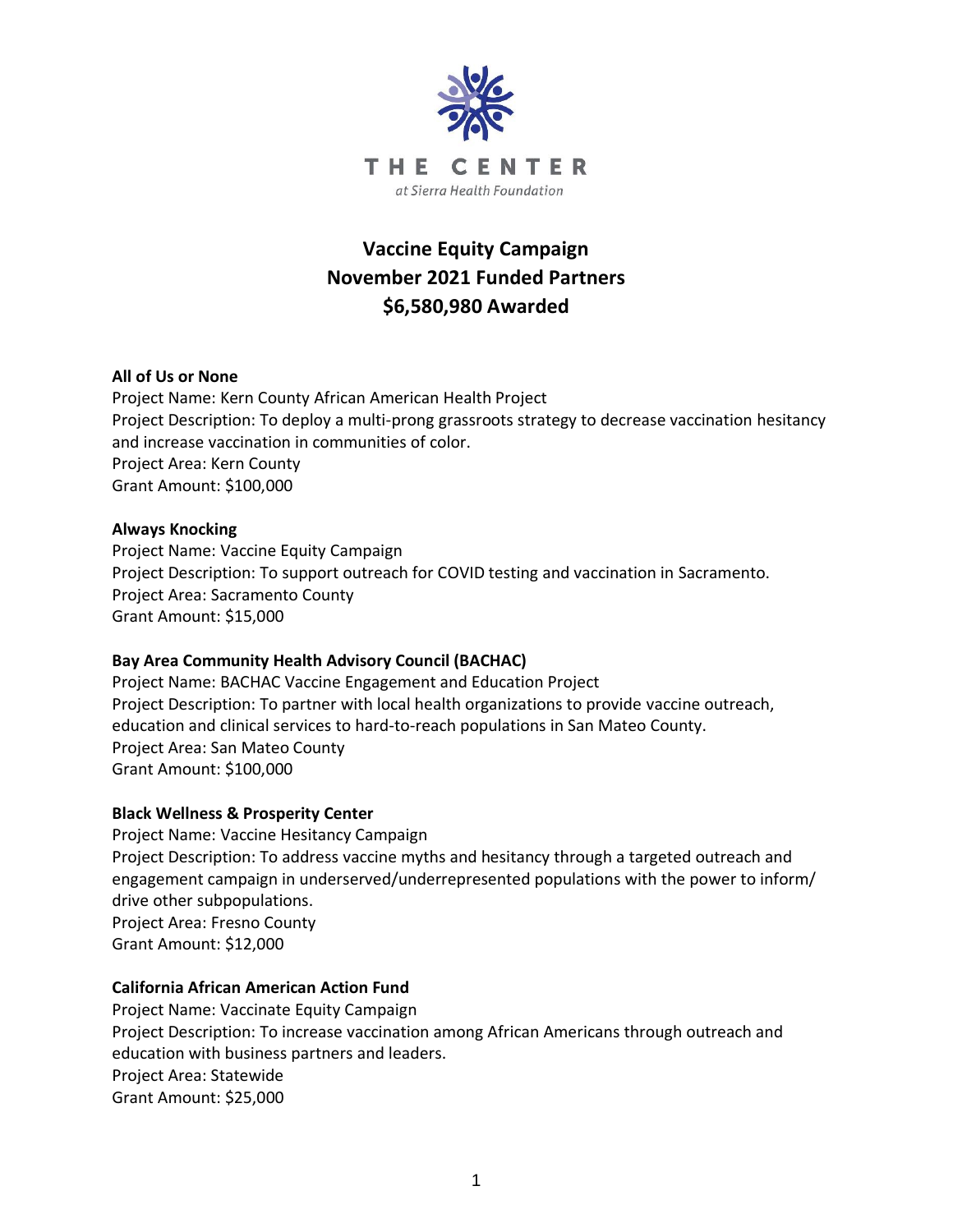THE CENTER

*at Sierra Health Foundation*

# Vaccine Equity Campaign
# November 2021 Funded Partners
# $6,580,980 Awarded

**All of Us or None**
Project Name: Kern County African American Health Project
Project Description: To deploy a multi-prong grassroots strategy to decrease vaccination hesitancy and increase vaccination in communities of color.
Project Area: Kern County
Grant Amount: $100,000

**Always Knocking**
Project Name: Vaccine Equity Campaign
Project Description: To support outreach for COVID testing and vaccination in Sacramento.
Project Area: Sacramento County
Grant Amount: $15,000

**Bay Area Community Health Advisory Council (BACHAC)**
Project Name: BACHAC Vaccine Engagement and Education Project
Project Description: To partner with local health organizations to provide vaccine outreach, education and clinical services to hard-to-reach populations in San Mateo County.
Project Area: San Mateo County
Grant Amount: $100,000

**Black Wellness & Prosperity Center**
Project Name: Vaccine Hesitancy Campaign
Project Description: To address vaccine myths and hesitancy through a targeted outreach and engagement campaign in underserved/underrepresented populations with the power to inform/ drive other subpopulations.
Project Area: Fresno County
Grant Amount: $12,000

**California African American Action Fund**
Project Name: Vaccinate Equity Campaign
Project Description: To increase vaccination among African Americans through outreach and education with business partners and leaders.
Project Area: Statewide
Grant Amount: $25,000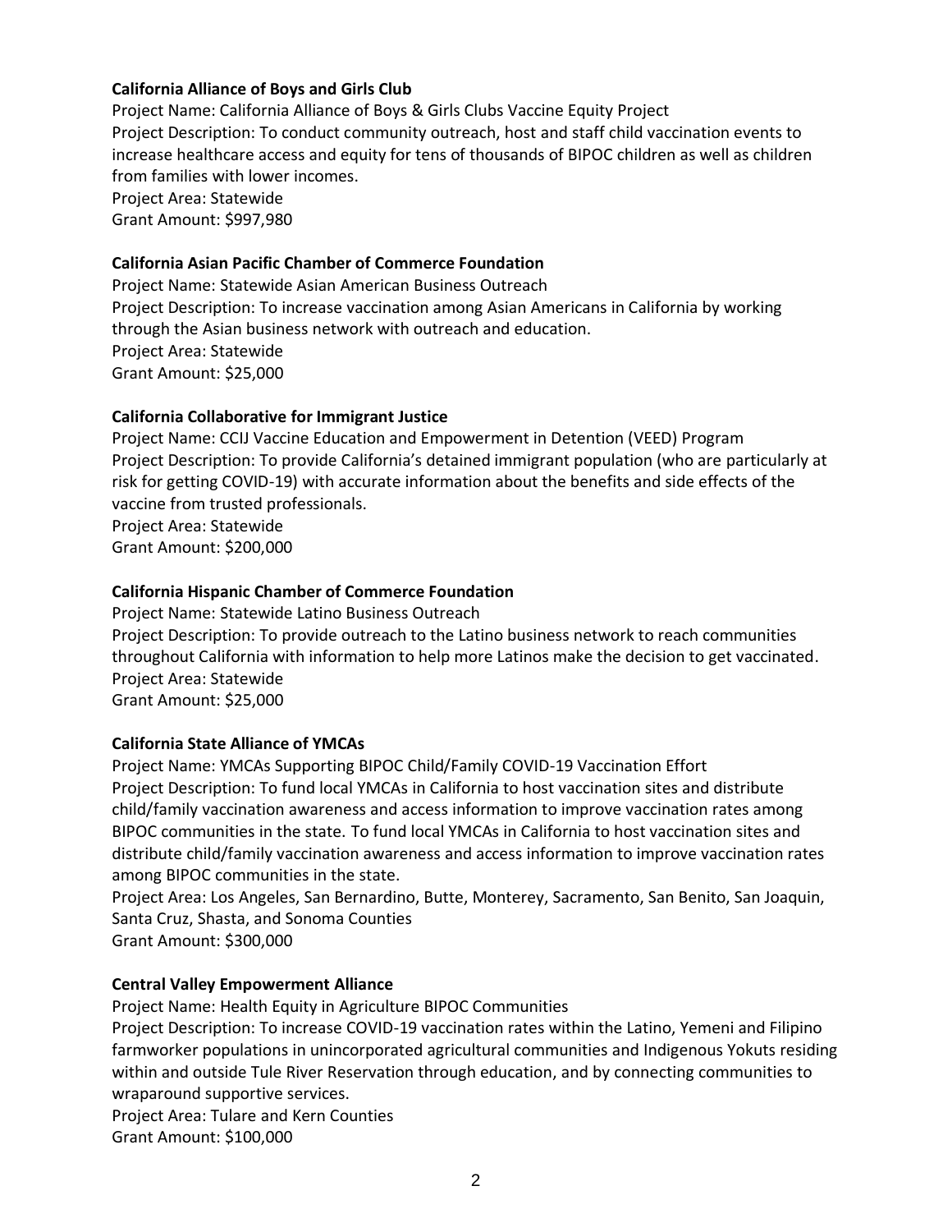**California Alliance of Boys and Girls Club**

Project Name: California Alliance of Boys & Girls Clubs Vaccine Equity Project
Project Description: To conduct community outreach, host and staff child vaccination events to increase healthcare access and equity for tens of thousands of BIPOC children as well as children from families with lower incomes.
Project Area: Statewide
Grant Amount: $997,980

**California Asian Pacific Chamber of Commerce Foundation**

Project Name: Statewide Asian American Business Outreach
Project Description: To increase vaccination among Asian Americans in California by working through the Asian business network with outreach and education.
Project Area: Statewide
Grant Amount: $25,000

**California Collaborative for Immigrant Justice**

Project Name: CCIJ Vaccine Education and Empowerment in Detention (VEED) Program
Project Description: To provide California's detained immigrant population (who are particularly at risk for getting COVID-19) with accurate information about the benefits and side effects of the vaccine from trusted professionals.
Project Area: Statewide
Grant Amount: $200,000

**California Hispanic Chamber of Commerce Foundation**

Project Name: Statewide Latino Business Outreach
Project Description: To provide outreach to the Latino business network to reach communities throughout California with information to help more Latinos make the decision to get vaccinated.
Project Area: Statewide
Grant Amount: $25,000

**California State Alliance of YMCAs**

Project Name: YMCAs Supporting BIPOC Child/Family COVID-19 Vaccination Effort
Project Description: To fund local YMCAs in California to host vaccination sites and distribute child/family vaccination awareness and access information to improve vaccination rates among BIPOC communities in the state. To fund local YMCAs in California to host vaccination sites and distribute child/family vaccination awareness and access information to improve vaccination rates among BIPOC communities in the state.
Project Area: Los Angeles, San Bernardino, Butte, Monterey, Sacramento, San Benito, San Joaquin, Santa Cruz, Shasta, and Sonoma Counties
Grant Amount: $300,000

**Central Valley Empowerment Alliance**

Project Name: Health Equity in Agriculture BIPOC Communities
Project Description: To increase COVID-19 vaccination rates within the Latino, Yemeni and Filipino farmworker populations in unincorporated agricultural communities and Indigenous Yokuts residing within and outside Tule River Reservation through education, and by connecting communities to wraparound supportive services.
Project Area: Tulare and Kern Counties
Grant Amount: $100,000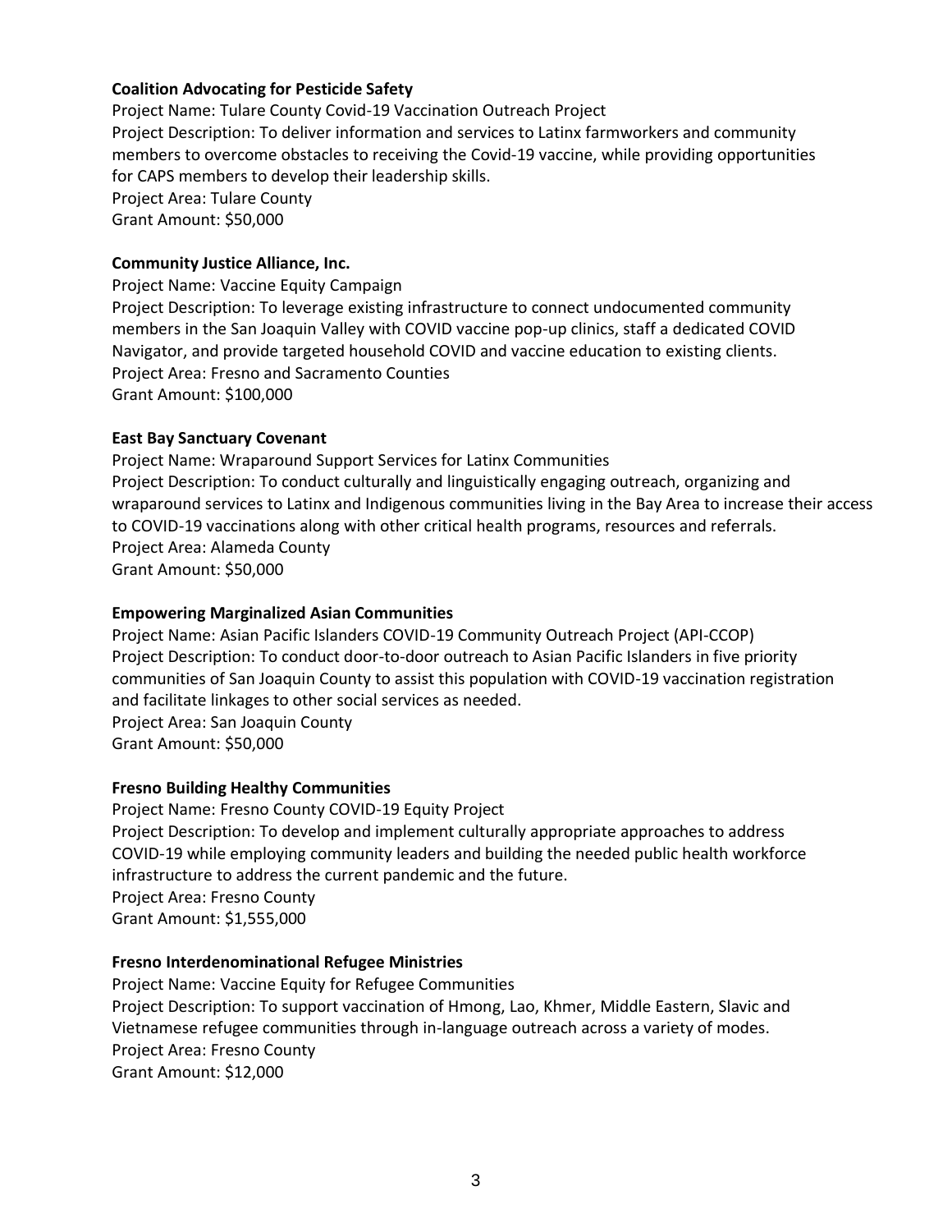**Coalition Advocating for Pesticide Safety**
Project Name: Tulare County Covid-19 Vaccination Outreach Project
Project Description: To deliver information and services to Latinx farmworkers and community members to overcome obstacles to receiving the Covid-19 vaccine, while providing opportunities for CAPS members to develop their leadership skills.
Project Area: Tulare County
Grant Amount: $50,000

**Community Justice Alliance, Inc.**
Project Name: Vaccine Equity Campaign
Project Description: To leverage existing infrastructure to connect undocumented community members in the San Joaquin Valley with COVID vaccine pop-up clinics, staff a dedicated COVID Navigator, and provide targeted household COVID and vaccine education to existing clients.
Project Area: Fresno and Sacramento Counties
Grant Amount: $100,000

**East Bay Sanctuary Covenant**
Project Name: Wraparound Support Services for Latinx Communities
Project Description: To conduct culturally and linguistically engaging outreach, organizing and wraparound services to Latinx and Indigenous communities living in the Bay Area to increase their access to COVID-19 vaccinations along with other critical health programs, resources and referrals.
Project Area: Alameda County
Grant Amount: $50,000

**Empowering Marginalized Asian Communities**
Project Name: Asian Pacific Islanders COVID-19 Community Outreach Project (API-CCOP)
Project Description: To conduct door-to-door outreach to Asian Pacific Islanders in five priority communities of San Joaquin County to assist this population with COVID-19 vaccination registration and facilitate linkages to other social services as needed.
Project Area: San Joaquin County
Grant Amount: $50,000

**Fresno Building Healthy Communities**
Project Name: Fresno County COVID-19 Equity Project
Project Description: To develop and implement culturally appropriate approaches to address COVID-19 while employing community leaders and building the needed public health workforce infrastructure to address the current pandemic and the future.
Project Area: Fresno County
Grant Amount: $1,555,000

**Fresno Interdenominational Refugee Ministries**
Project Name: Vaccine Equity for Refugee Communities
Project Description: To support vaccination of Hmong, Lao, Khmer, Middle Eastern, Slavic and Vietnamese refugee communities through in-language outreach across a variety of modes.
Project Area: Fresno County
Grant Amount: $12,000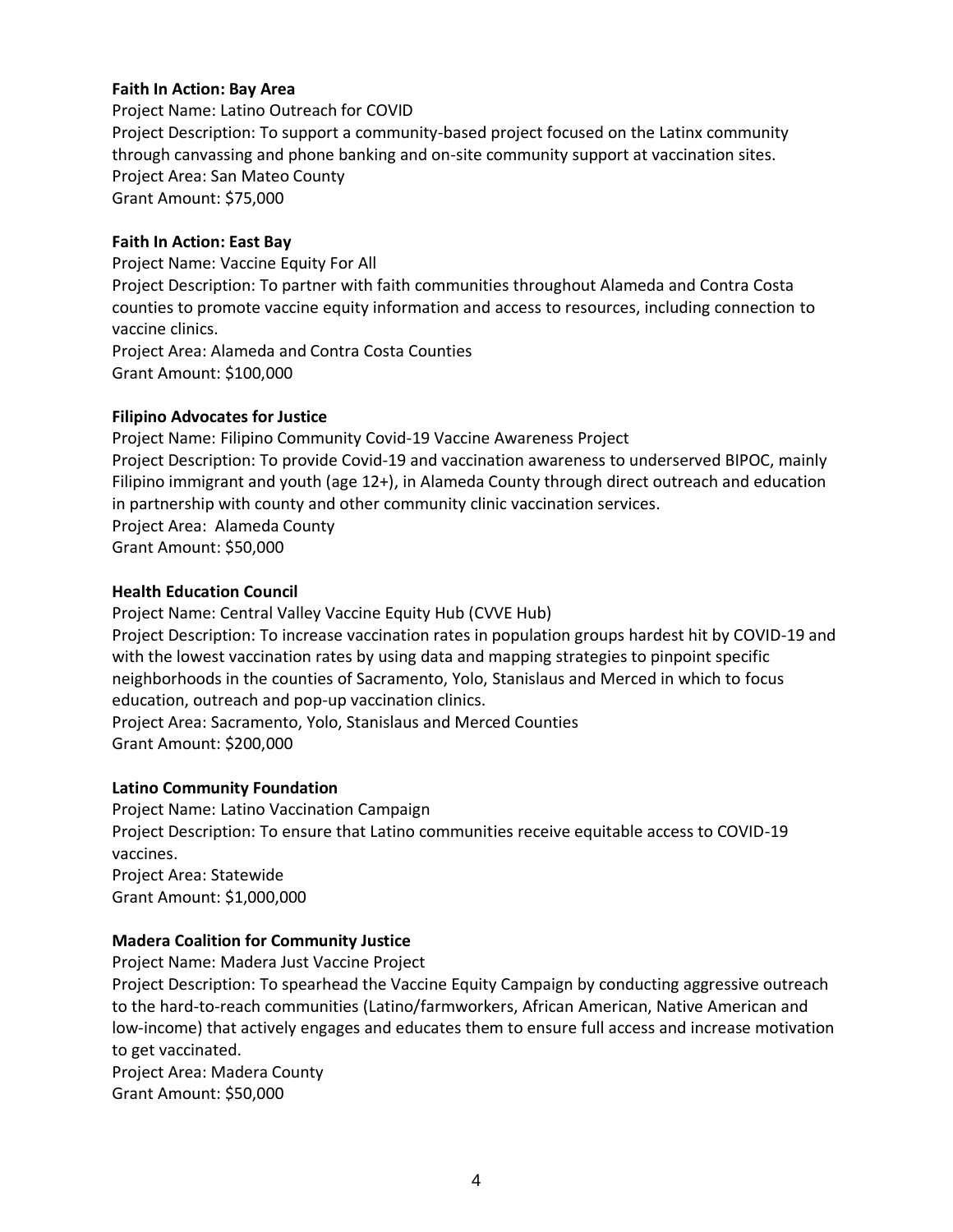**Faith In Action: Bay Area**

Project Name: Latino Outreach for COVID
Project Description: To support a community-based project focused on the Latinx community through canvassing and phone banking and on-site community support at vaccination sites.
Project Area: San Mateo County
Grant Amount: $75,000

**Faith In Action: East Bay**

Project Name: Vaccine Equity For All
Project Description: To partner with faith communities throughout Alameda and Contra Costa counties to promote vaccine equity information and access to resources, including connection to vaccine clinics.
Project Area: Alameda and Contra Costa Counties
Grant Amount: $100,000

**Filipino Advocates for Justice**

Project Name: Filipino Community Covid-19 Vaccine Awareness Project
Project Description: To provide Covid-19 and vaccination awareness to underserved BIPOC, mainly Filipino immigrant and youth (age 12+), in Alameda County through direct outreach and education in partnership with county and other community clinic vaccination services.
Project Area: Alameda County
Grant Amount: $50,000

**Health Education Council**

Project Name: Central Valley Vaccine Equity Hub (CVVE Hub)
Project Description: To increase vaccination rates in population groups hardest hit by COVID-19 and with the lowest vaccination rates by using data and mapping strategies to pinpoint specific neighborhoods in the counties of Sacramento, Yolo, Stanislaus and Merced in which to focus education, outreach and pop-up vaccination clinics.
Project Area: Sacramento, Yolo, Stanislaus and Merced Counties
Grant Amount: $200,000

**Latino Community Foundation**

Project Name: Latino Vaccination Campaign
Project Description: To ensure that Latino communities receive equitable access to COVID-19 vaccines.
Project Area: Statewide
Grant Amount: $1,000,000

**Madera Coalition for Community Justice**

Project Name: Madera Just Vaccine Project
Project Description: To spearhead the Vaccine Equity Campaign by conducting aggressive outreach to the hard-to-reach communities (Latino/farmworkers, African American, Native American and low-income) that actively engages and educates them to ensure full access and increase motivation to get vaccinated.
Project Area: Madera County
Grant Amount: $50,000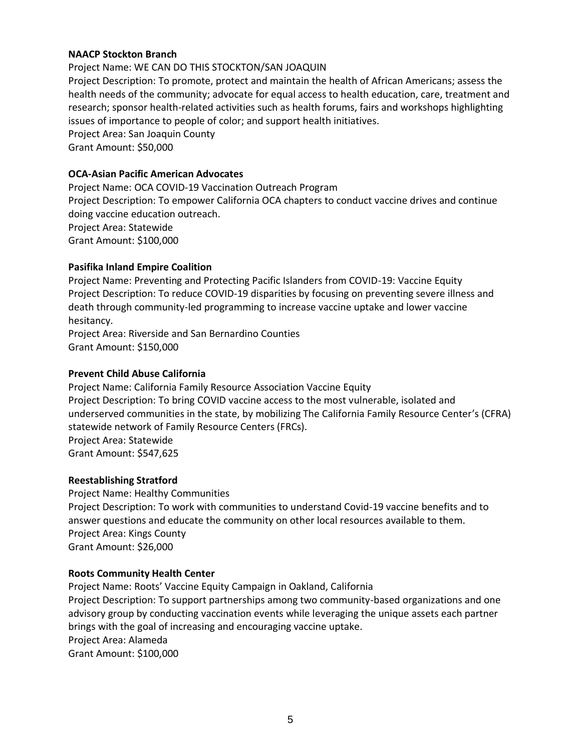**NAACP Stockton Branch**

Project Name: WE CAN DO THIS STOCKTON/SAN JOAQUIN
Project Description: To promote, protect and maintain the health of African Americans; assess the health needs of the community; advocate for equal access to health education, care, treatment and research; sponsor health-related activities such as health forums, fairs and workshops highlighting issues of importance to people of color; and support health initiatives.
Project Area: San Joaquin County
Grant Amount: $50,000

**OCA-Asian Pacific American Advocates**

Project Name: OCA COVID-19 Vaccination Outreach Program
Project Description: To empower California OCA chapters to conduct vaccine drives and continue doing vaccine education outreach.
Project Area: Statewide
Grant Amount: $100,000

**Pasifika Inland Empire Coalition**

Project Name: Preventing and Protecting Pacific Islanders from COVID-19: Vaccine Equity
Project Description: To reduce COVID-19 disparities by focusing on preventing severe illness and death through community-led programming to increase vaccine uptake and lower vaccine hesitancy.
Project Area: Riverside and San Bernardino Counties
Grant Amount: $150,000

**Prevent Child Abuse California**

Project Name: California Family Resource Association Vaccine Equity
Project Description: To bring COVID vaccine access to the most vulnerable, isolated and underserved communities in the state, by mobilizing The California Family Resource Center's (CFRA) statewide network of Family Resource Centers (FRCs).
Project Area: Statewide
Grant Amount: $547,625

**Reestablishing Stratford**

Project Name: Healthy Communities
Project Description: To work with communities to understand Covid-19 vaccine benefits and to answer questions and educate the community on other local resources available to them.
Project Area: Kings County
Grant Amount: $26,000

**Roots Community Health Center**

Project Name: Roots' Vaccine Equity Campaign in Oakland, California
Project Description: To support partnerships among two community-based organizations and one advisory group by conducting vaccination events while leveraging the unique assets each partner brings with the goal of increasing and encouraging vaccine uptake.
Project Area: Alameda
Grant Amount: $100,000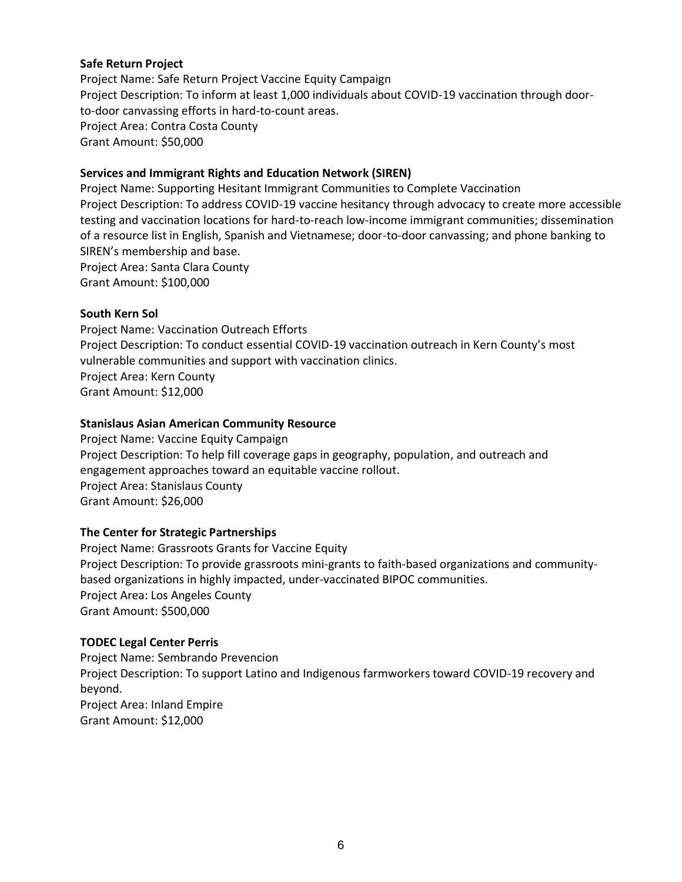**Safe Return Project**

Project Name: Safe Return Project Vaccine Equity Campaign
Project Description: To inform at least 1,000 individuals about COVID-19 vaccination through door-to-door canvassing efforts in hard-to-count areas.
Project Area: Contra Costa County
Grant Amount: $50,000

**Services and Immigrant Rights and Education Network (SIREN)**

Project Name: Supporting Hesitant Immigrant Communities to Complete Vaccination
Project Description: To address COVID-19 vaccine hesitancy through advocacy to create more accessible testing and vaccination locations for hard-to-reach low-income immigrant communities; dissemination of a resource list in English, Spanish and Vietnamese; door-to-door canvassing; and phone banking to SIREN's membership and base.
Project Area: Santa Clara County
Grant Amount: $100,000

**South Kern Sol**

Project Name: Vaccination Outreach Efforts
Project Description: To conduct essential COVID-19 vaccination outreach in Kern County's most vulnerable communities and support with vaccination clinics.
Project Area: Kern County
Grant Amount: $12,000

**Stanislaus Asian American Community Resource**

Project Name: Vaccine Equity Campaign
Project Description: To help fill coverage gaps in geography, population, and outreach and engagement approaches toward an equitable vaccine rollout.
Project Area: Stanislaus County
Grant Amount: $26,000

**The Center for Strategic Partnerships**

Project Name: Grassroots Grants for Vaccine Equity
Project Description: To provide grassroots mini-grants to faith-based organizations and community-based organizations in highly impacted, under-vaccinated BIPOC communities.
Project Area: Los Angeles County
Grant Amount: $500,000

**TODEC Legal Center Perris**

Project Name: Sembrando Prevencion
Project Description: To support Latino and Indigenous farmworkers toward COVID-19 recovery and beyond.
Project Area: Inland Empire
Grant Amount: $12,000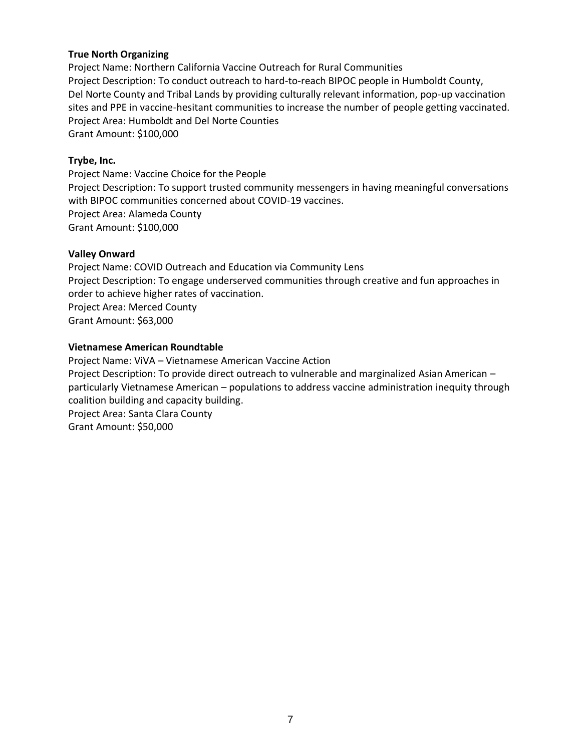**True North Organizing**
Project Name: Northern California Vaccine Outreach for Rural Communities
Project Description: To conduct outreach to hard-to-reach BIPOC people in Humboldt County, Del Norte County and Tribal Lands by providing culturally relevant information, pop-up vaccination sites and PPE in vaccine-hesitant communities to increase the number of people getting vaccinated.
Project Area: Humboldt and Del Norte Counties
Grant Amount: $100,000

**Trybe, Inc.**
Project Name: Vaccine Choice for the People
Project Description: To support trusted community messengers in having meaningful conversations with BIPOC communities concerned about COVID-19 vaccines.
Project Area: Alameda County
Grant Amount: $100,000

**Valley Onward**
Project Name: COVID Outreach and Education via Community Lens
Project Description: To engage underserved communities through creative and fun approaches in order to achieve higher rates of vaccination.
Project Area: Merced County
Grant Amount: $63,000

**Vietnamese American Roundtable**
Project Name: ViVA – Vietnamese American Vaccine Action
Project Description: To provide direct outreach to vulnerable and marginalized Asian American – particularly Vietnamese American – populations to address vaccine administration inequity through coalition building and capacity building.
Project Area: Santa Clara County
Grant Amount: $50,000